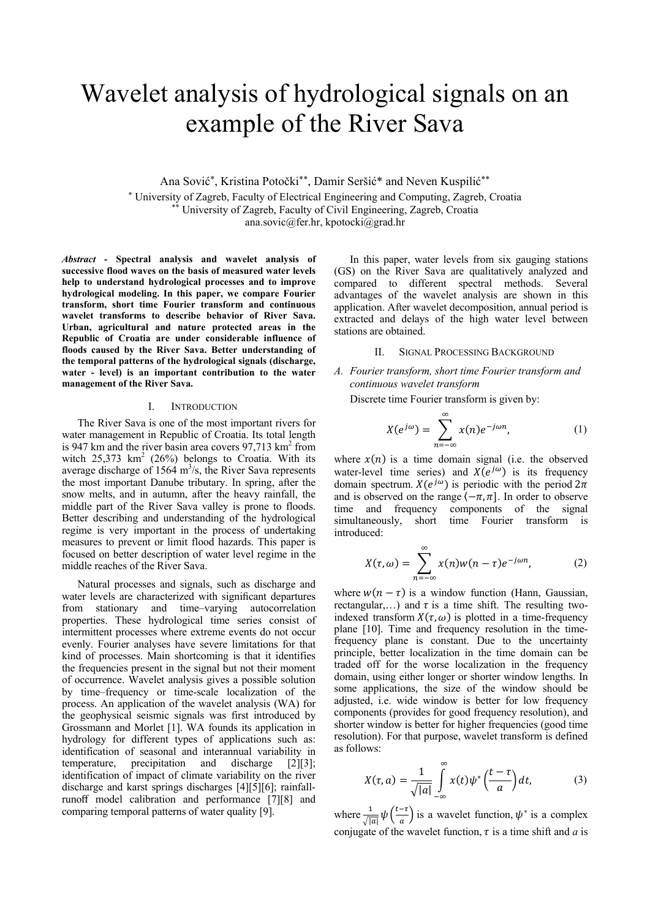# Wavelet analysis of hydrological signals on an example of the River Sava

Ana Sović[*], Kristina Potočki[**], Damir Seršić* and Neven Kuspilić[**]

[*] University of Zagreb, Faculty of Electrical Engineering and Computing, Zagreb, Croatia
[**] University of Zagreb, Faculty of Civil Engineering, Zagreb, Croatia
ana.sovic@fer.hr, kpotocki@grad.hr

***Abstract*** **- Spectral analysis and wavelet analysis of successive flood waves on the basis of measured water levels help to understand hydrological processes and to improve hydrological modeling. In this paper, we compare Fourier transform, short time Fourier transform and continuous wavelet transforms to describe behavior of River Sava. Urban, agricultural and nature protected areas in the Republic of Croatia are under considerable influence of floods caused by the River Sava. Better understanding of the temporal patterns of the hydrological signals (discharge, water - level) is an important contribution to the water management of the River Sava.**

## I. Introduction

The River Sava is one of the most important rivers for water management in Republic of Croatia. Its total length is 947 km and the river basin area covers 97,713 km$^2$ from witch 25,373 km$^2$ (26%) belongs to Croatia. With its average discharge of 1564 m$^3$/s, the River Sava represents the most important Danube tributary. In spring, after the snow melts, and in autumn, after the heavy rainfall, the middle part of the River Sava valley is prone to floods. Better describing and understanding of the hydrological regime is very important in the process of undertaking measures to prevent or limit flood hazards. This paper is focused on better description of water level regime in the middle reaches of the River Sava.

Natural processes and signals, such as discharge and water levels are characterized with significant departures from stationary and time–varying autocorrelation properties. These hydrological time series consist of intermittent processes where extreme events do not occur evenly. Fourier analyses have severe limitations for that kind of processes. Main shortcoming is that it identifies the frequencies present in the signal but not their moment of occurrence. Wavelet analysis gives a possible solution by time–frequency or time-scale localization of the process. An application of the wavelet analysis (WA) for the geophysical seismic signals was first introduced by Grossmann and Morlet [1]. WA founds its application in hydrology for different types of applications such as: identification of seasonal and interannual variability in temperature, precipitation and discharge [2][3]; identification of impact of climate variability on the river discharge and karst springs discharges [4][5][6]; rainfall-runoff model calibration and performance [7][8] and comparing temporal patterns of water quality [9].

In this paper, water levels from six gauging stations (GS) on the River Sava are qualitatively analyzed and compared to different spectral methods. Several advantages of the wavelet analysis are shown in this application. After wavelet decomposition, annual period is extracted and delays of the high water level between stations are obtained.

## II. Signal Processing Background

### A. *Fourier transform, short time Fourier transform and continuous wavelet transform*

Discrete time Fourier transform is given by:

$$X(e^{j\omega}) = \sum_{n=-\infty}^{\infty} x(n)e^{-j\omega n}, \tag{1}$$

where $x(n)$ is a time domain signal (i.e. the observed water-level time series) and $X(e^{j\omega})$ is its frequency domain spectrum. $X(e^{j\omega})$ is periodic with the period $2\pi$ and is observed on the range $\langle -\pi, \pi]$. In order to observe time and frequency components of the signal simultaneously, short time Fourier transform is introduced:

$$X(\tau, \omega) = \sum_{n=-\infty}^{\infty} x(n)w(n-\tau)e^{-j\omega n}, \tag{2}$$

where $w(n-\tau)$ is a window function (Hann, Gaussian, rectangular,…) and $\tau$ is a time shift. The resulting two-indexed transform $X(\tau, \omega)$ is plotted in a time-frequency plane [10]. Time and frequency resolution in the time-frequency plane is constant. Due to the uncertainty principle, better localization in the time domain can be traded off for the worse localization in the frequency domain, using either longer or shorter window lengths. In some applications, the size of the window should be adjusted, i.e. wide window is better for low frequency components (provides for good frequency resolution), and shorter window is better for higher frequencies (good time resolution). For that purpose, wavelet transform is defined as follows:

$$X(\tau, a) = \frac{1}{\sqrt{|a|}} \int_{-\infty}^{\infty} x(t)\psi^*\left(\frac{t-\tau}{a}\right)dt, \tag{3}$$

where $\frac{1}{\sqrt{|a|}}\psi\left(\frac{t-\tau}{a}\right)$ is a wavelet function, $\psi^*$ is a complex conjugate of the wavelet function, $\tau$ is a time shift and *a* is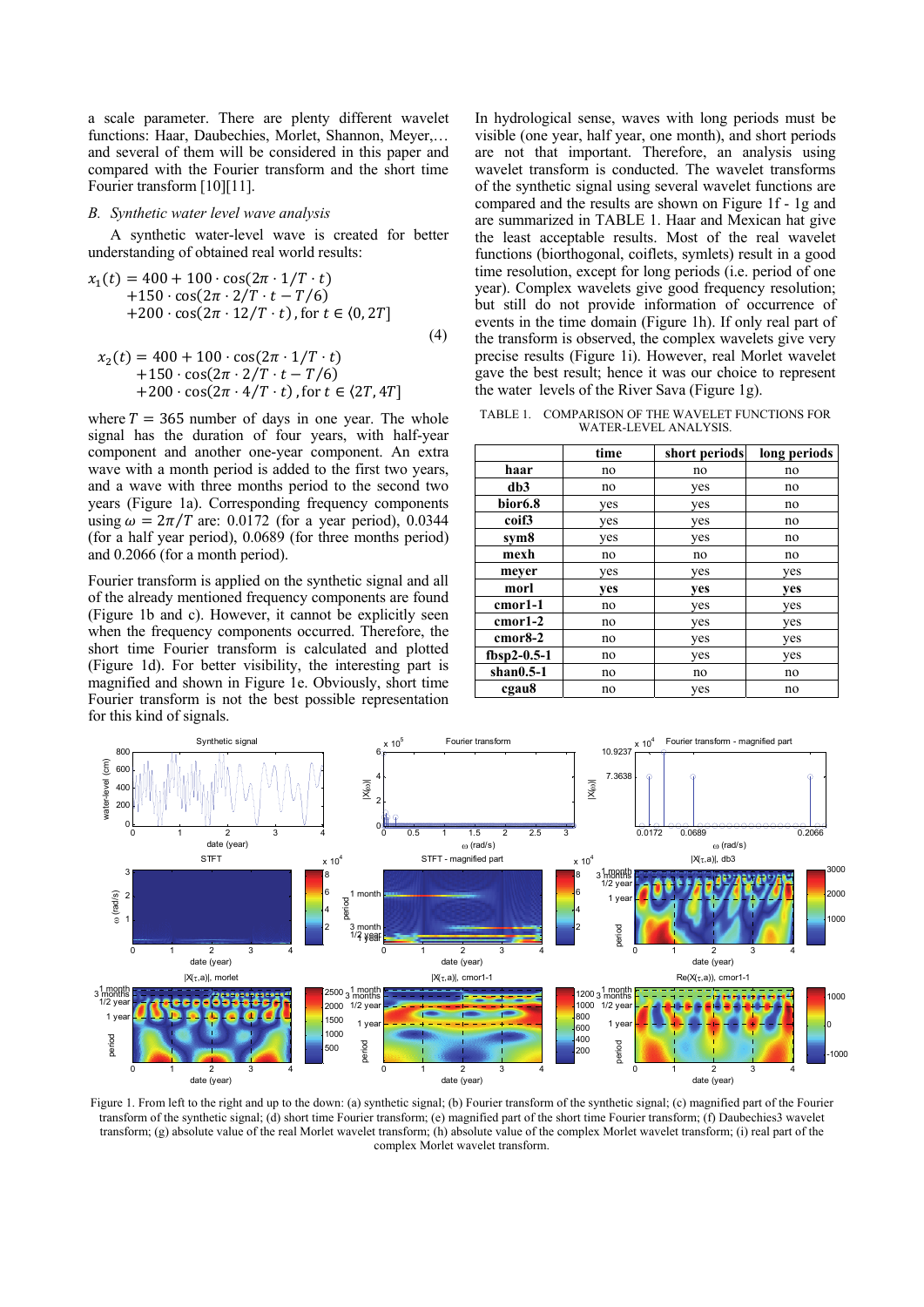a scale parameter. There are plenty different wavelet functions: Haar, Daubechies, Morlet, Shannon, Meyer,… and several of them will be considered in this paper and compared with the Fourier transform and the short time Fourier transform [10][11].

### *B. Synthetic water level wave analysis*

A synthetic water-level wave is created for better understanding of obtained real world results:

$$
\begin{aligned}
x_1(t) = {} & 400 + 100 \cdot \cos(2\pi \cdot 1/T \cdot t) \\
& + 150 \cdot \cos(2\pi \cdot 2/T \cdot t - T/6) \\
& + 200 \cdot \cos(2\pi \cdot 12/T \cdot t)\,, \text{for } t \in \langle 0, 2T]
\end{aligned}
\tag{4}
$$

$$
\begin{aligned}
x_2(t) = {} & 400 + 100 \cdot \cos(2\pi \cdot 1/T \cdot t) \\
& + 150 \cdot \cos(2\pi \cdot 2/T \cdot t - T/6) \\
& + 200 \cdot \cos(2\pi \cdot 4/T \cdot t)\,, \text{for } t \in \langle 2T, 4T]
\end{aligned}
$$

where $T = 365$ number of days in one year. The whole signal has the duration of four years, with half-year component and another one-year component. An extra wave with a month period is added to the first two years, and a wave with three months period to the second two years (Figure 1a). Corresponding frequency components using $\omega = 2\pi/T$ are: 0.0172 (for a year period), 0.0344 (for a half year period), 0.0689 (for three months period) and 0.2066 (for a month period).

Fourier transform is applied on the synthetic signal and all of the already mentioned frequency components are found (Figure 1b and c). However, it cannot be explicitly seen when the frequency components occurred. Therefore, the short time Fourier transform is calculated and plotted (Figure 1d). For better visibility, the interesting part is magnified and shown in Figure 1e. Obviously, short time Fourier transform is not the best possible representation for this kind of signals.

In hydrological sense, waves with long periods must be visible (one year, half year, one month), and short periods are not that important. Therefore, an analysis using wavelet transform is conducted. The wavelet transforms of the synthetic signal using several wavelet functions are compared and the results are shown on Figure 1f - 1g and are summarized in TABLE 1. Haar and Mexican hat give the least acceptable results. Most of the real wavelet functions (biorthogonal, coiflets, symlets) result in a good time resolution, except for long periods (i.e. period of one year). Complex wavelets give good frequency resolution; but still do not provide information of occurrence of events in the time domain (Figure 1h). If only real part of the transform is observed, the complex wavelets give very precise results (Figure 1i). However, real Morlet wavelet gave the best result; hence it was our choice to represent the water levels of the River Sava (Figure 1g).

TABLE 1. COMPARISON OF THE WAVELET FUNCTIONS FOR WATER-LEVEL ANALYSIS.

| | time | short periods | long periods |
|---|---|---|---|
| **haar** | no | no | no |
| **db3** | no | yes | no |
| **bior6.8** | yes | yes | no |
| **coif3** | yes | yes | no |
| **sym8** | yes | yes | no |
| **mexh** | no | no | no |
| **meyer** | yes | yes | yes |
| **morl** | **yes** | **yes** | **yes** |
| **cmor1-1** | no | yes | yes |
| **cmor1-2** | no | yes | yes |
| **cmor8-2** | no | yes | yes |
| **fbsp2-0.5-1** | no | yes | yes |
| **shan0.5-1** | no | no | no |
| **cgau8** | no | yes | no |

Figure 1. From left to the right and up to the down: (a) synthetic signal; (b) Fourier transform of the synthetic signal; (c) magnified part of the Fourier transform of the synthetic signal; (d) short time Fourier transform; (e) magnified part of the short time Fourier transform; (f) Daubechies3 wavelet transform; (g) absolute value of the real Morlet wavelet transform; (h) absolute value of the complex Morlet wavelet transform; (i) real part of the complex Morlet wavelet transform.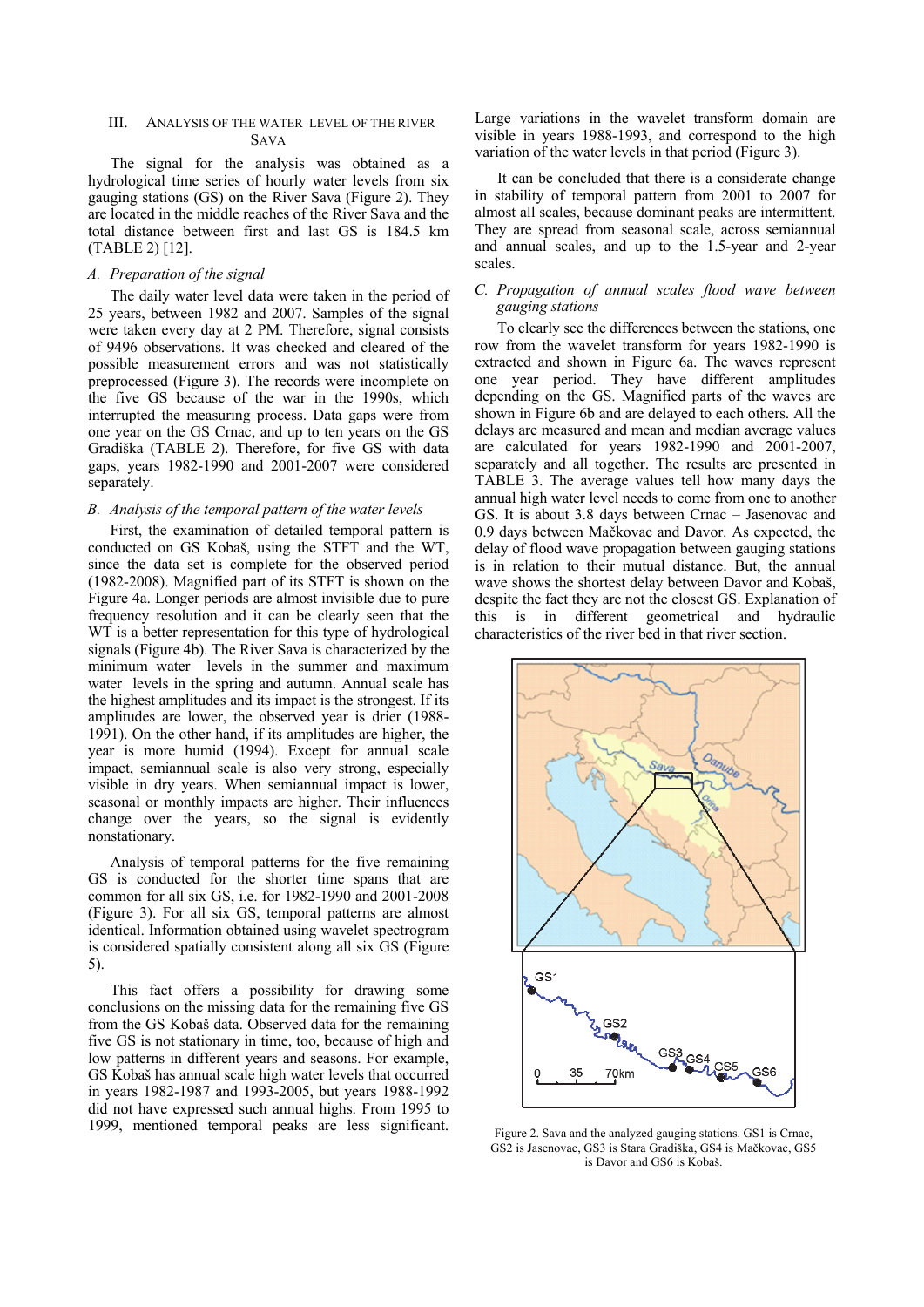## III. Analysis of the Water Level of the River Sava

The signal for the analysis was obtained as a hydrological time series of hourly water levels from six gauging stations (GS) on the River Sava (Figure 2). They are located in the middle reaches of the River Sava and the total distance between first and last GS is 184.5 km (TABLE 2) [12].

### *A. Preparation of the signal*

The daily water level data were taken in the period of 25 years, between 1982 and 2007. Samples of the signal were taken every day at 2 PM. Therefore, signal consists of 9496 observations. It was checked and cleared of the possible measurement errors and was not statistically preprocessed (Figure 3). The records were incomplete on the five GS because of the war in the 1990s, which interrupted the measuring process. Data gaps were from one year on the GS Crnac, and up to ten years on the GS Gradiška (TABLE 2). Therefore, for five GS with data gaps, years 1982-1990 and 2001-2007 were considered separately.

### *B. Analysis of the temporal pattern of the water levels*

First, the examination of detailed temporal pattern is conducted on GS Kobaš, using the STFT and the WT, since the data set is complete for the observed period (1982-2008). Magnified part of its STFT is shown on the Figure 4a. Longer periods are almost invisible due to pure frequency resolution and it can be clearly seen that the WT is a better representation for this type of hydrological signals (Figure 4b). The River Sava is characterized by the minimum water levels in the summer and maximum water levels in the spring and autumn. Annual scale has the highest amplitudes and its impact is the strongest. If its amplitudes are lower, the observed year is drier (1988-1991). On the other hand, if its amplitudes are higher, the year is more humid (1994). Except for annual scale impact, semiannual scale is also very strong, especially visible in dry years. When semiannual impact is lower, seasonal or monthly impacts are higher. Their influences change over the years, so the signal is evidently nonstationary.

Analysis of temporal patterns for the five remaining GS is conducted for the shorter time spans that are common for all six GS, i.e. for 1982-1990 and 2001-2008 (Figure 3). For all six GS, temporal patterns are almost identical. Information obtained using wavelet spectrogram is considered spatially consistent along all six GS (Figure 5).

This fact offers a possibility for drawing some conclusions on the missing data for the remaining five GS from the GS Kobaš data. Observed data for the remaining five GS is not stationary in time, too, because of high and low patterns in different years and seasons. For example, GS Kobaš has annual scale high water levels that occurred in years 1982-1987 and 1993-2005, but years 1988-1992 did not have expressed such annual highs. From 1995 to 1999, mentioned temporal peaks are less significant. Large variations in the wavelet transform domain are visible in years 1988-1993, and correspond to the high variation of the water levels in that period (Figure 3).

It can be concluded that there is a considerate change in stability of temporal pattern from 2001 to 2007 for almost all scales, because dominant peaks are intermittent. They are spread from seasonal scale, across semiannual and annual scales, and up to the 1.5-year and 2-year scales.

### *C. Propagation of annual scales flood wave between gauging stations*

To clearly see the differences between the stations, one row from the wavelet transform for years 1982-1990 is extracted and shown in Figure 6a. The waves represent one year period. They have different amplitudes depending on the GS. Magnified parts of the waves are shown in Figure 6b and are delayed to each others. All the delays are measured and mean and median average values are calculated for years 1982-1990 and 2001-2007, separately and all together. The results are presented in TABLE 3. The average values tell how many days the annual high water level needs to come from one to another GS. It is about 3.8 days between Crnac – Jasenovac and 0.9 days between Mačkovac and Davor. As expected, the delay of flood wave propagation between gauging stations is in relation to their mutual distance. But, the annual wave shows the shortest delay between Davor and Kobaš, despite the fact they are not the closest GS. Explanation of this is in different geometrical and hydraulic characteristics of the river bed in that river section.

Figure 2. Sava and the analyzed gauging stations. GS1 is Crnac, GS2 is Jasenovac, GS3 is Stara Gradiška, GS4 is Mačkovac, GS5 is Davor and GS6 is Kobaš.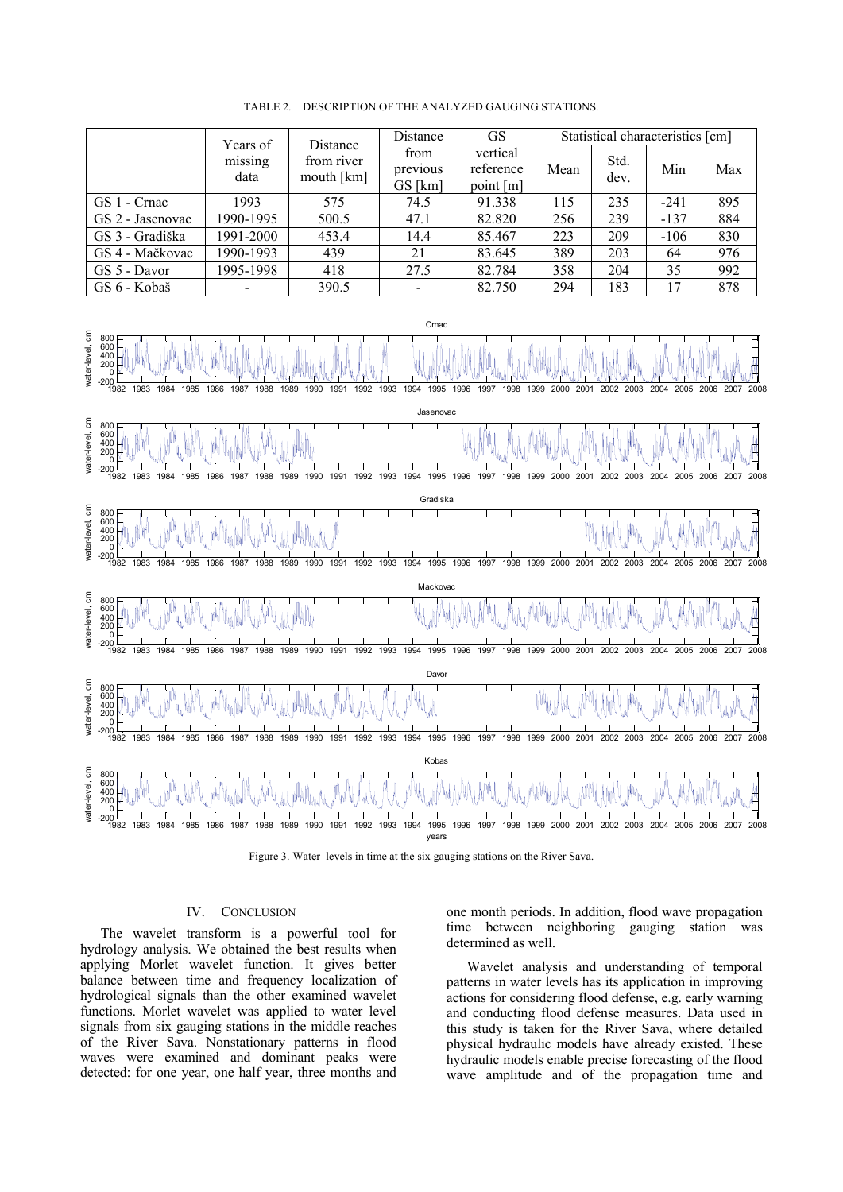TABLE 2. DESCRIPTION OF THE ANALYZED GAUGING STATIONS.

| | Years of missing data | Distance from river mouth [km] | Distance from previous GS [km] | GS vertical reference point [m] | Statistical characteristics [cm] | | | |
|---|---|---|---|---|---|---|---|---|
| | | | | | Mean | Std. dev. | Min | Max |
| GS 1 - Crnac | 1993 | 575 | 74.5 | 91.338 | 115 | 235 | -241 | 895 |
| GS 2 - Jasenovac | 1990-1995 | 500.5 | 47.1 | 82.820 | 256 | 239 | -137 | 884 |
| GS 3 - Gradiška | 1991-2000 | 453.4 | 14.4 | 85.467 | 223 | 209 | -106 | 830 |
| GS 4 - Mačkovac | 1990-1993 | 439 | 21 | 83.645 | 389 | 203 | 64 | 976 |
| GS 5 - Davor | 1995-1998 | 418 | 27.5 | 82.784 | 358 | 204 | 35 | 992 |
| GS 6 - Kobaš | - | 390.5 | - | 82.750 | 294 | 183 | 17 | 878 |

Figure 3. Water levels in time at the six gauging stations on the River Sava.

## IV. CONCLUSION

The wavelet transform is a powerful tool for hydrology analysis. We obtained the best results when applying Morlet wavelet function. It gives better balance between time and frequency localization of hydrological signals than the other examined wavelet functions. Morlet wavelet was applied to water level signals from six gauging stations in the middle reaches of the River Sava. Nonstationary patterns in flood waves were examined and dominant peaks were detected: for one year, one half year, three months and one month periods. In addition, flood wave propagation time between neighboring gauging station was determined as well.

Wavelet analysis and understanding of temporal patterns in water levels has its application in improving actions for considering flood defense, e.g. early warning and conducting flood defense measures. Data used in this study is taken for the River Sava, where detailed physical hydraulic models have already existed. These hydraulic models enable precise forecasting of the flood wave amplitude and of the propagation time and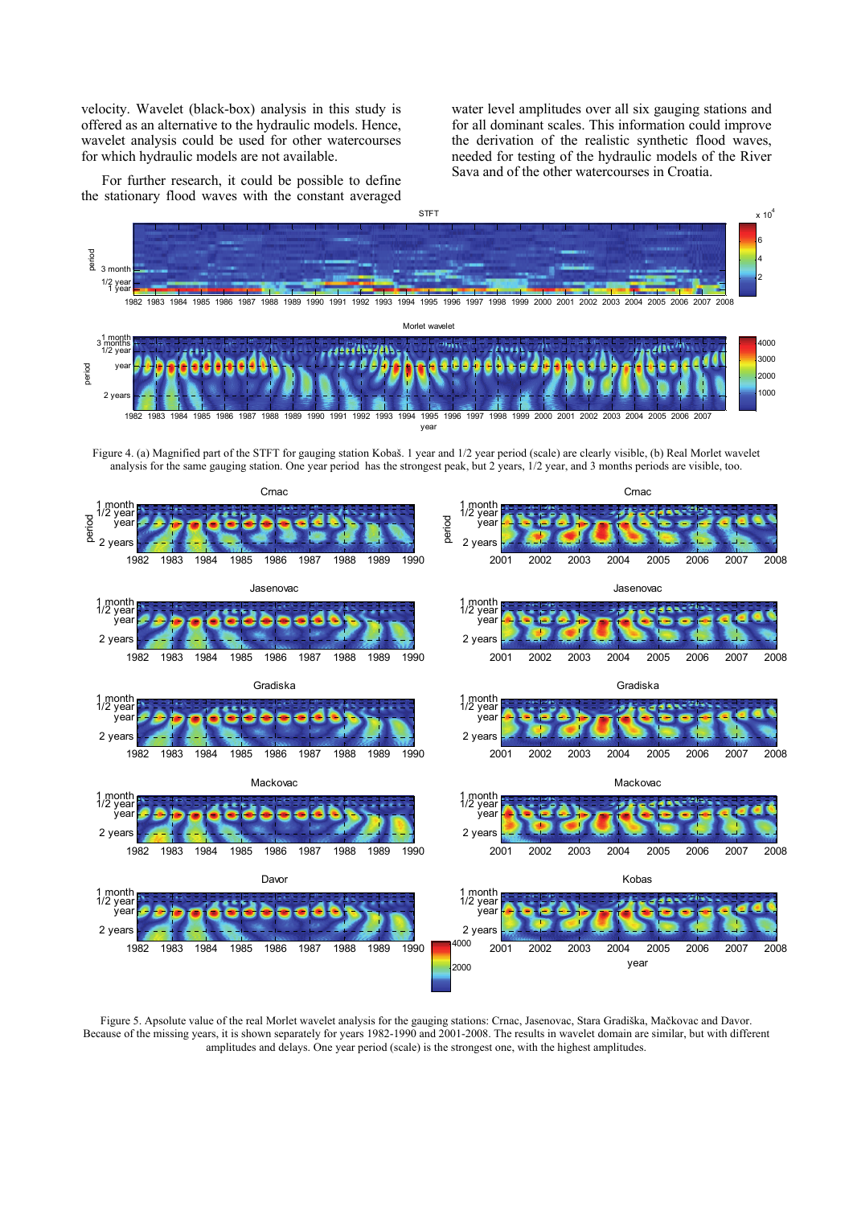velocity. Wavelet (black-box) analysis in this study is offered as an alternative to the hydraulic models. Hence, wavelet analysis could be used for other watercourses for which hydraulic models are not available.

For further research, it could be possible to define the stationary flood waves with the constant averaged water level amplitudes over all six gauging stations and for all dominant scales. This information could improve the derivation of the realistic synthetic flood waves, needed for testing of the hydraulic models of the River Sava and of the other watercourses in Croatia.

Figure 4. (a) Magnified part of the STFT for gauging station Kobaš. 1 year and 1/2 year period (scale) are clearly visible, (b) Real Morlet wavelet analysis for the same gauging station. One year period has the strongest peak, but 2 years, 1/2 year, and 3 months periods are visible, too.

Figure 5. Apsolute value of the real Morlet wavelet analysis for the gauging stations: Crnac, Jasenovac, Stara Gradiška, Mačkovac and Davor. Because of the missing years, it is shown separately for years 1982-1990 and 2001-2008. The results in wavelet domain are similar, but with different amplitudes and delays. One year period (scale) is the strongest one, with the highest amplitudes.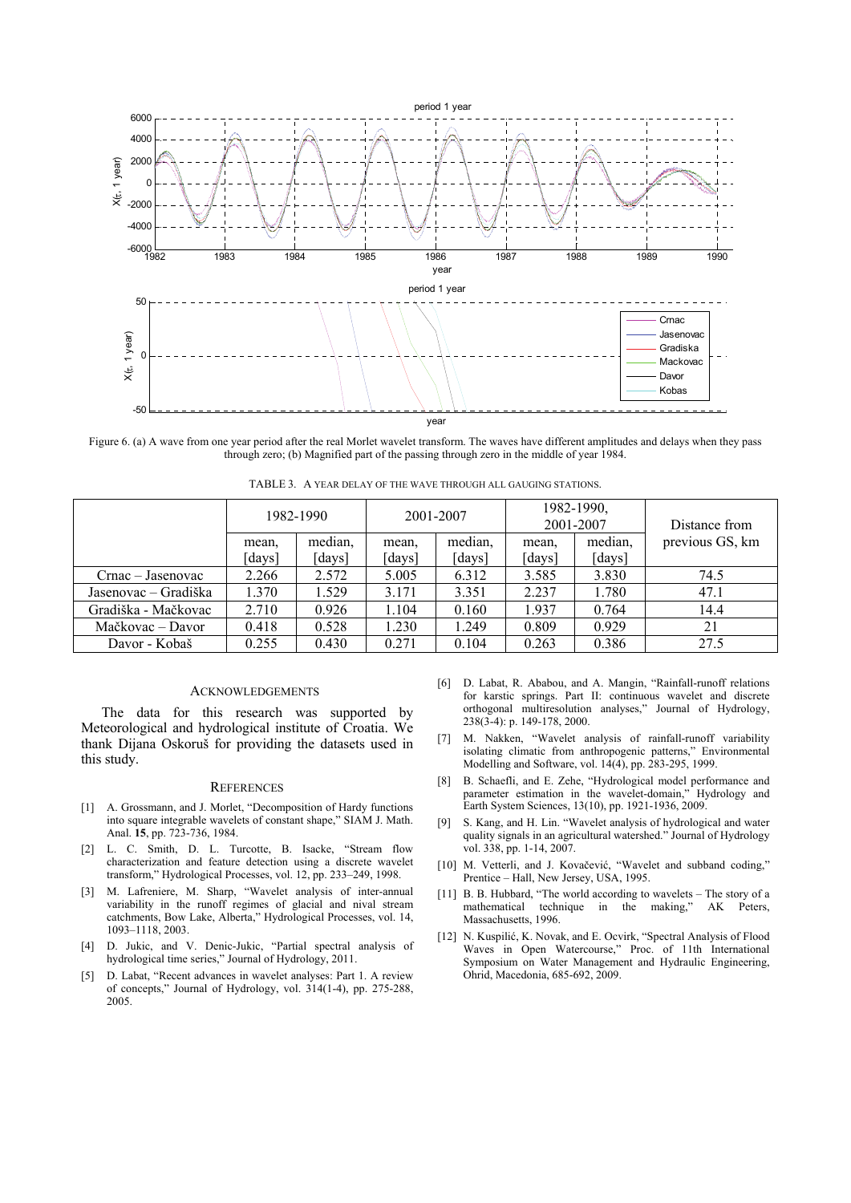period 1 year

6000
4000
2000
0
-2000
-4000
-6000

X(t, 1 year)

1982 1983 1984 1985 1986 1987 1988 1989 1990

year

period 1 year

50
0
-50

X(t, 1 year)

year

Crnac
Jasenovac
Gradiska
Mackovac
Davor
Kobas

Figure 6. (a) A wave from one year period after the real Morlet wavelet transform. The waves have different amplitudes and delays when they pass through zero; (b) Magnified part of the passing through zero in the middle of year 1984.

TABLE 3. A YEAR DELAY OF THE WAVE THROUGH ALL GAUGING STATIONS.

| | 1982-1990 | | 2001-2007 | | 1982-1990, 2001-2007 | | Distance from previous GS, km |
|---|---|---|---|---|---|---|---|
| | mean, [days] | median, [days] | mean, [days] | median, [days] | mean, [days] | median, [days] | |
| Crnac – Jasenovac | 2.266 | 2.572 | 5.005 | 6.312 | 3.585 | 3.830 | 74.5 |
| Jasenovac – Gradiška | 1.370 | 1.529 | 3.171 | 3.351 | 2.237 | 1.780 | 47.1 |
| Gradiška - Mačkovac | 2.710 | 0.926 | 1.104 | 0.160 | 1.937 | 0.764 | 14.4 |
| Mačkovac – Davor | 0.418 | 0.528 | 1.230 | 1.249 | 0.809 | 0.929 | 21 |
| Davor - Kobaš | 0.255 | 0.430 | 0.271 | 0.104 | 0.263 | 0.386 | 27.5 |

## ACKNOWLEDGEMENTS

The data for this research was supported by Meteorological and hydrological institute of Croatia. We thank Dijana Oskoruš for providing the datasets used in this study.

## REFERENCES

[1] A. Grossmann, and J. Morlet, "Decomposition of Hardy functions into square integrable wavelets of constant shape," SIAM J. Math. Anal. **15**, pp. 723-736, 1984.

[2] L. C. Smith, D. L. Turcotte, B. Isacke, "Stream flow characterization and feature detection using a discrete wavelet transform," Hydrological Processes, vol. 12, pp. 233–249, 1998.

[3] M. Lafreniere, M. Sharp, "Wavelet analysis of inter-annual variability in the runoff regimes of glacial and nival stream catchments, Bow Lake, Alberta," Hydrological Processes, vol. 14, 1093–1118, 2003.

[4] D. Jukic, and V. Denic-Jukic, "Partial spectral analysis of hydrological time series," Journal of Hydrology, 2011.

[5] D. Labat, "Recent advances in wavelet analyses: Part 1. A review of concepts," Journal of Hydrology, vol. 314(1-4), pp. 275-288, 2005.

[6] D. Labat, R. Ababou, and A. Mangin, "Rainfall-runoff relations for karstic springs. Part II: continuous wavelet and discrete orthogonal multiresolution analyses," Journal of Hydrology, 238(3-4): p. 149-178, 2000.

[7] M. Nakken, "Wavelet analysis of rainfall-runoff variability isolating climatic from anthropogenic patterns," Environmental Modelling and Software, vol. 14(4), pp. 283-295, 1999.

[8] B. Schaefli, and E. Zehe, "Hydrological model performance and parameter estimation in the wavelet-domain," Hydrology and Earth System Sciences, 13(10), pp. 1921-1936, 2009.

[9] S. Kang, and H. Lin. "Wavelet analysis of hydrological and water quality signals in an agricultural watershed." Journal of Hydrology vol. 338, pp. 1-14, 2007.

[10] M. Vetterli, and J. Kovačević, "Wavelet and subband coding," Prentice – Hall, New Jersey, USA, 1995.

[11] B. B. Hubbard, "The world according to wavelets – The story of a mathematical technique in the making," AK Peters, Massachusetts, 1996.

[12] N. Kuspilić, K. Novak, and E. Ocvirk, "Spectral Analysis of Flood Waves in Open Watercourse," Proc. of 11th International Symposium on Water Management and Hydraulic Engineering, Ohrid, Macedonia, 685-692, 2009.